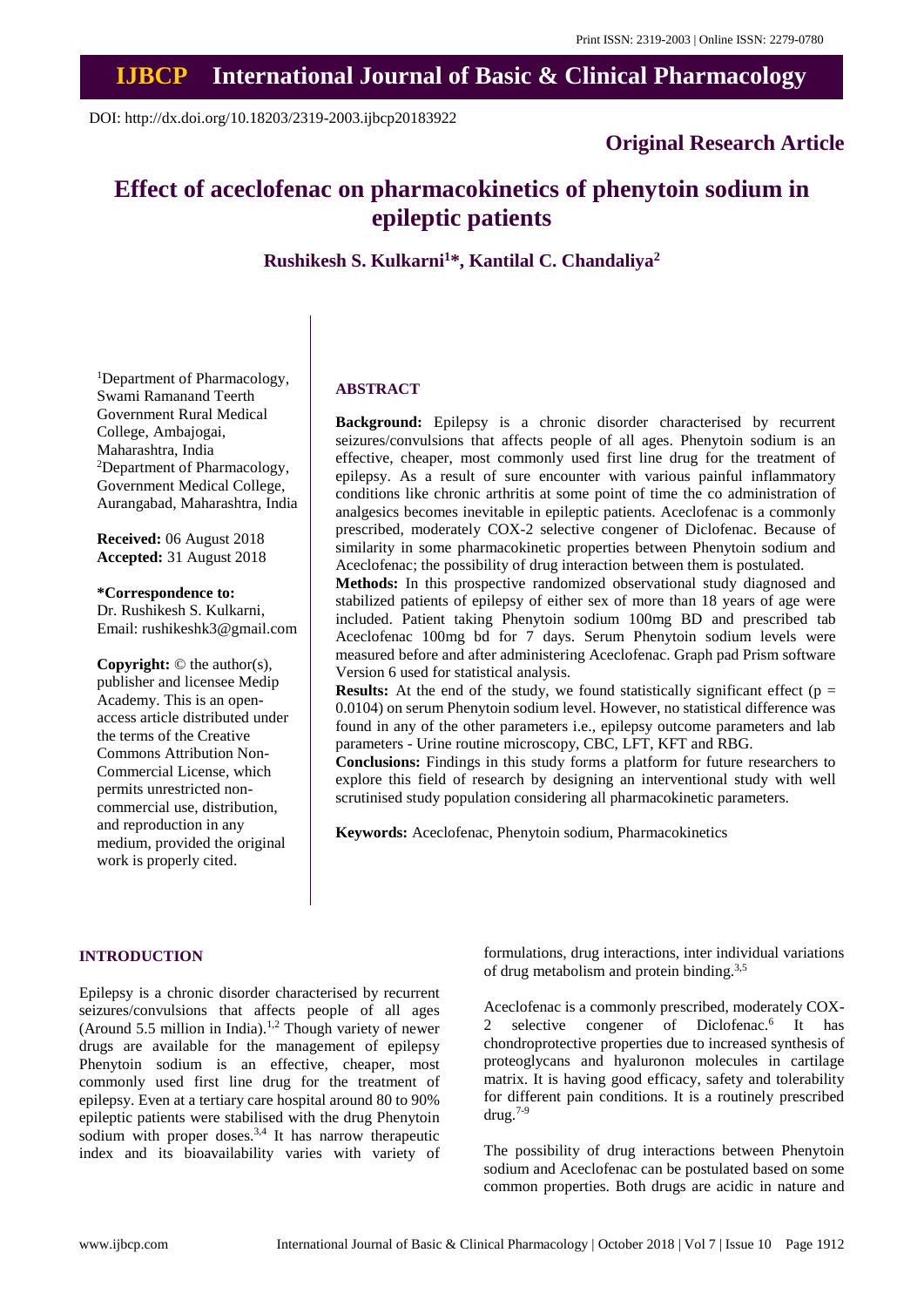Print ISSN: 2319-2003 | Online ISSN: 2279-0780

# IJBCP International Journal of Basic & Clinical Pharmacology

DOI: http://dx.doi.org/10.18203/2319-2003.ijbcp20183922

**Original Research Article**

# Effect of aceclofenac on pharmacokinetics of phenytoin sodium in epileptic patients

**Rushikesh S. Kulkarni[1]*, Kantilal C. Chandaliya[2]**

[1]Department of Pharmacology, Swami Ramanand Teerth Government Rural Medical College, Ambajogai, Maharashtra, India

[2]Department of Pharmacology, Government Medical College, Aurangabad, Maharashtra, India

**Received:** 06 August 2018
**Accepted:** 31 August 2018

**\*Correspondence to:**
Dr. Rushikesh S. Kulkarni,
Email: rushikeshk3@gmail.com

**Copyright:** © the author(s), publisher and licensee Medip Academy. This is an open-access article distributed under the terms of the Creative Commons Attribution Non-Commercial License, which permits unrestricted non-commercial use, distribution, and reproduction in any medium, provided the original work is properly cited.

## ABSTRACT

**Background:** Epilepsy is a chronic disorder characterised by recurrent seizures/convulsions that affects people of all ages. Phenytoin sodium is an effective, cheaper, most commonly used first line drug for the treatment of epilepsy. As a result of sure encounter with various painful inflammatory conditions like chronic arthritis at some point of time the co administration of analgesics becomes inevitable in epileptic patients. Aceclofenac is a commonly prescribed, moderately COX-2 selective congener of Diclofenac. Because of similarity in some pharmacokinetic properties between Phenytoin sodium and Aceclofenac; the possibility of drug interaction between them is postulated.

**Methods:** In this prospective randomized observational study diagnosed and stabilized patients of epilepsy of either sex of more than 18 years of age were included. Patient taking Phenytoin sodium 100mg BD and prescribed tab Aceclofenac 100mg bd for 7 days. Serum Phenytoin sodium levels were measured before and after administering Aceclofenac. Graph pad Prism software Version 6 used for statistical analysis.

**Results:** At the end of the study, we found statistically significant effect ($p = 0.0104$) on serum Phenytoin sodium level. However, no statistical difference was found in any of the other parameters i.e., epilepsy outcome parameters and lab parameters - Urine routine microscopy, CBC, LFT, KFT and RBG.

**Conclusions:** Findings in this study forms a platform for future researchers to explore this field of research by designing an interventional study with well scrutinised study population considering all pharmacokinetic parameters.

**Keywords:** Aceclofenac, Phenytoin sodium, Pharmacokinetics

## INTRODUCTION

Epilepsy is a chronic disorder characterised by recurrent seizures/convulsions that affects people of all ages (Around 5.5 million in India).[1,2] Though variety of newer drugs are available for the management of epilepsy Phenytoin sodium is an effective, cheaper, most commonly used first line drug for the treatment of epilepsy. Even at a tertiary care hospital around 80 to 90% epileptic patients were stabilised with the drug Phenytoin sodium with proper doses.[3,4] It has narrow therapeutic index and its bioavailability varies with variety of formulations, drug interactions, inter individual variations of drug metabolism and protein binding.[3,5]

Aceclofenac is a commonly prescribed, moderately COX-2 selective congener of Diclofenac.[6] It has chondroprotective properties due to increased synthesis of proteoglycans and hyaluronon molecules in cartilage matrix. It is having good efficacy, safety and tolerability for different pain conditions. It is a routinely prescribed drug.[7-9]

The possibility of drug interactions between Phenytoin sodium and Aceclofenac can be postulated based on some common properties. Both drugs are acidic in nature and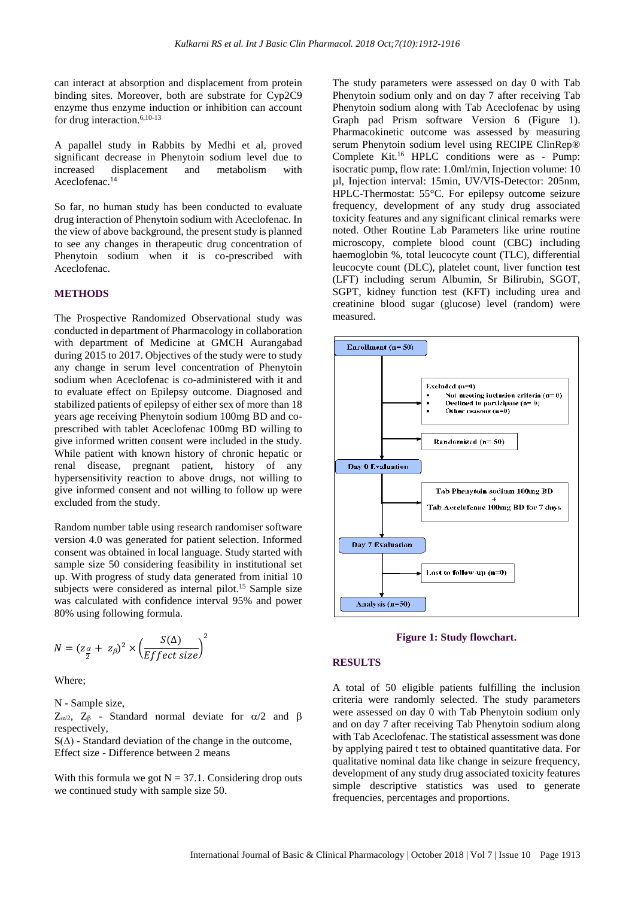can interact at absorption and displacement from protein binding sites. Moreover, both are substrate for Cyp2C9 enzyme thus enzyme induction or inhibition can account for drug interaction.[6,10-13]

A papallel study in Rabbits by Medhi et al, proved significant decrease in Phenytoin sodium level due to increased displacement and metabolism with Aceclofenac.[14]

So far, no human study has been conducted to evaluate drug interaction of Phenytoin sodium with Aceclofenac. In the view of above background, the present study is planned to see any changes in therapeutic drug concentration of Phenytoin sodium when it is co-prescribed with Aceclofenac.

## METHODS

The Prospective Randomized Observational study was conducted in department of Pharmacology in collaboration with department of Medicine at GMCH Aurangabad during 2015 to 2017. Objectives of the study were to study any change in serum level concentration of Phenytoin sodium when Aceclofenac is co-administered with it and to evaluate effect on Epilepsy outcome. Diagnosed and stabilized patients of epilepsy of either sex of more than 18 years age receiving Phenytoin sodium 100mg BD and co-prescribed with tablet Aceclofenac 100mg BD willing to give informed written consent were included in the study. While patient with known history of chronic hepatic or renal disease, pregnant patient, history of any hypersensitivity reaction to above drugs, not willing to give informed consent and not willing to follow up were excluded from the study.

Random number table using research randomiser software version 4.0 was generated for patient selection. Informed consent was obtained in local language. Study started with sample size 50 considering feasibility in institutional set up. With progress of study data generated from initial 10 subjects were considered as internal pilot.[15] Sample size was calculated with confidence interval 95% and power 80% using following formula.

$$N = (z_{\frac{\alpha}{2}} + z_{\beta})^2 \times \left(\frac{S(\Delta)}{Effect\ size}\right)^2$$

Where;

N - Sample size,

$Z_{\alpha/2}$, $Z_{\beta}$ - Standard normal deviate for $\alpha/2$ and $\beta$ respectively,

$S(\Delta)$ - Standard deviation of the change in the outcome,

Effect size - Difference between 2 means

With this formula we got N = 37.1. Considering drop outs we continued study with sample size 50.

The study parameters were assessed on day 0 with Tab Phenytoin sodium only and on day 7 after receiving Tab Phenytoin sodium along with Tab Aceclofenac by using Graph pad Prism software Version 6 (Figure 1). Pharmacokinetic outcome was assessed by measuring serum Phenytoin sodium level using RECIPE ClinRep® Complete Kit.[16] HPLC conditions were as - Pump: isocratic pump, flow rate: 1.0ml/min, Injection volume: 10 µl, Injection interval: 15min, UV/VIS-Detector: 205nm, HPLC-Thermostat: 55°C. For epilepsy outcome seizure frequency, development of any study drug associated toxicity features and any significant clinical remarks were noted. Other Routine Lab Parameters like urine routine microscopy, complete blood count (CBC) including haemoglobin %, total leucocyte count (TLC), differential leucocyte count (DLC), platelet count, liver function test (LFT) including serum Albumin, Sr Bilirubin, SGOT, SGPT, kidney function test (KFT) including urea and creatinine blood sugar (glucose) level (random) were measured.

Enrollment (n= 50)

Excluded (n=0)
- Not meeting inclusion criteria (n= 0)
- Declined to participate (n= 0)
- Other reasons (n=0)

Randomized (n= 50)

Day 0 Evaluation

Tab Phenytoin sodium 100mg BD + Tab Aceclofenac 100mg BD for 7 days

Day 7 Evaluation

Lost to follow-up (n=0)

Analysis (n=50)

**Figure 1: Study flowchart.**

## RESULTS

A total of 50 eligible patients fulfilling the inclusion criteria were randomly selected. The study parameters were assessed on day 0 with Tab Phenytoin sodium only and on day 7 after receiving Tab Phenytoin sodium along with Tab Aceclofenac. The statistical assessment was done by applying paired t test to obtained quantitative data. For qualitative nominal data like change in seizure frequency, development of any study drug associated toxicity features simple descriptive statistics was used to generate frequencies, percentages and proportions.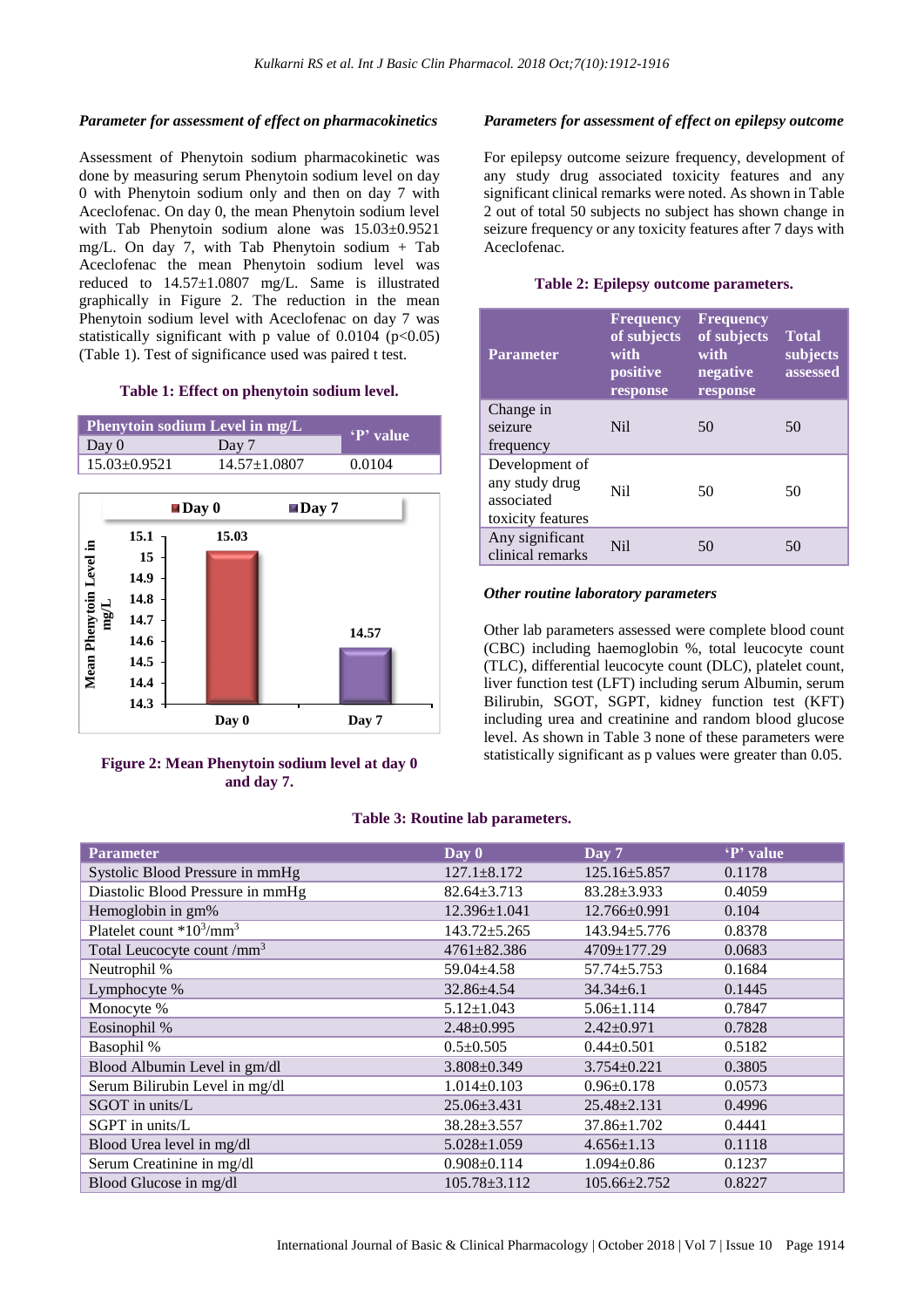### *Parameter for assessment of effect on pharmacokinetics*

Assessment of Phenytoin sodium pharmacokinetic was done by measuring serum Phenytoin sodium level on day 0 with Phenytoin sodium only and then on day 7 with Aceclofenac. On day 0, the mean Phenytoin sodium level with Tab Phenytoin sodium alone was 15.03±0.9521 mg/L. On day 7, with Tab Phenytoin sodium + Tab Aceclofenac the mean Phenytoin sodium level was reduced to 14.57±1.0807 mg/L. Same is illustrated graphically in Figure 2. The reduction in the mean Phenytoin sodium level with Aceclofenac on day 7 was statistically significant with p value of 0.0104 ($p<0.05$) (Table 1). Test of significance used was paired t test.

**Table 1: Effect on phenytoin sodium level.**

| Phenytoin sodium Level in mg/L | | 'P' value |
|---|---|---|
| Day 0 | Day 7 | |
| 15.03±0.9521 | 14.57±1.0807 | 0.0104 |

**Figure 2: Mean Phenytoin sodium level at day 0 and day 7.**

### *Parameters for assessment of effect on epilepsy outcome*

For epilepsy outcome seizure frequency, development of any study drug associated toxicity features and any significant clinical remarks were noted. As shown in Table 2 out of total 50 subjects no subject has shown change in seizure frequency or any toxicity features after 7 days with Aceclofenac.

**Table 2: Epilepsy outcome parameters.**

| Parameter | Frequency of subjects with positive response | Frequency of subjects with negative response | Total subjects assessed |
|---|---|---|---|
| Change in seizure frequency | Nil | 50 | 50 |
| Development of any study drug associated toxicity features | Nil | 50 | 50 |
| Any significant clinical remarks | Nil | 50 | 50 |

### *Other routine laboratory parameters*

Other lab parameters assessed were complete blood count (CBC) including haemoglobin %, total leucocyte count (TLC), differential leucocyte count (DLC), platelet count, liver function test (LFT) including serum Albumin, serum Bilirubin, SGOT, SGPT, kidney function test (KFT) including urea and creatinine and random blood glucose level. As shown in Table 3 none of these parameters were statistically significant as p values were greater than 0.05.

**Table 3: Routine lab parameters.**

| Parameter | Day 0 | Day 7 | 'P' value |
|---|---|---|---|
| Systolic Blood Pressure in mmHg | 127.1±8.172 | 125.16±5.857 | 0.1178 |
| Diastolic Blood Pressure in mmHg | 82.64±3.713 | 83.28±3.933 | 0.4059 |
| Hemoglobin in gm% | 12.396±1.041 | 12.766±0.991 | 0.104 |
| Platelet count $*10^3/mm^3$ | 143.72±5.265 | 143.94±5.776 | 0.8378 |
| Total Leucocyte count $/mm^3$ | 4761±82.386 | 4709±177.29 | 0.0683 |
| Neutrophil % | 59.04±4.58 | 57.74±5.753 | 0.1684 |
| Lymphocyte % | 32.86±4.54 | 34.34±6.1 | 0.1445 |
| Monocyte % | 5.12±1.043 | 5.06±1.114 | 0.7847 |
| Eosinophil % | 2.48±0.995 | 2.42±0.971 | 0.7828 |
| Basophil % | 0.5±0.505 | 0.44±0.501 | 0.5182 |
| Blood Albumin Level in gm/dl | 3.808±0.349 | 3.754±0.221 | 0.3805 |
| Serum Bilirubin Level in mg/dl | 1.014±0.103 | 0.96±0.178 | 0.0573 |
| SGOT in units/L | 25.06±3.431 | 25.48±2.131 | 0.4996 |
| SGPT in units/L | 38.28±3.557 | 37.86±1.702 | 0.4441 |
| Blood Urea level in mg/dl | 5.028±1.059 | 4.656±1.13 | 0.1118 |
| Serum Creatinine in mg/dl | 0.908±0.114 | 1.094±0.86 | 0.1237 |
| Blood Glucose in mg/dl | 105.78±3.112 | 105.66±2.752 | 0.8227 |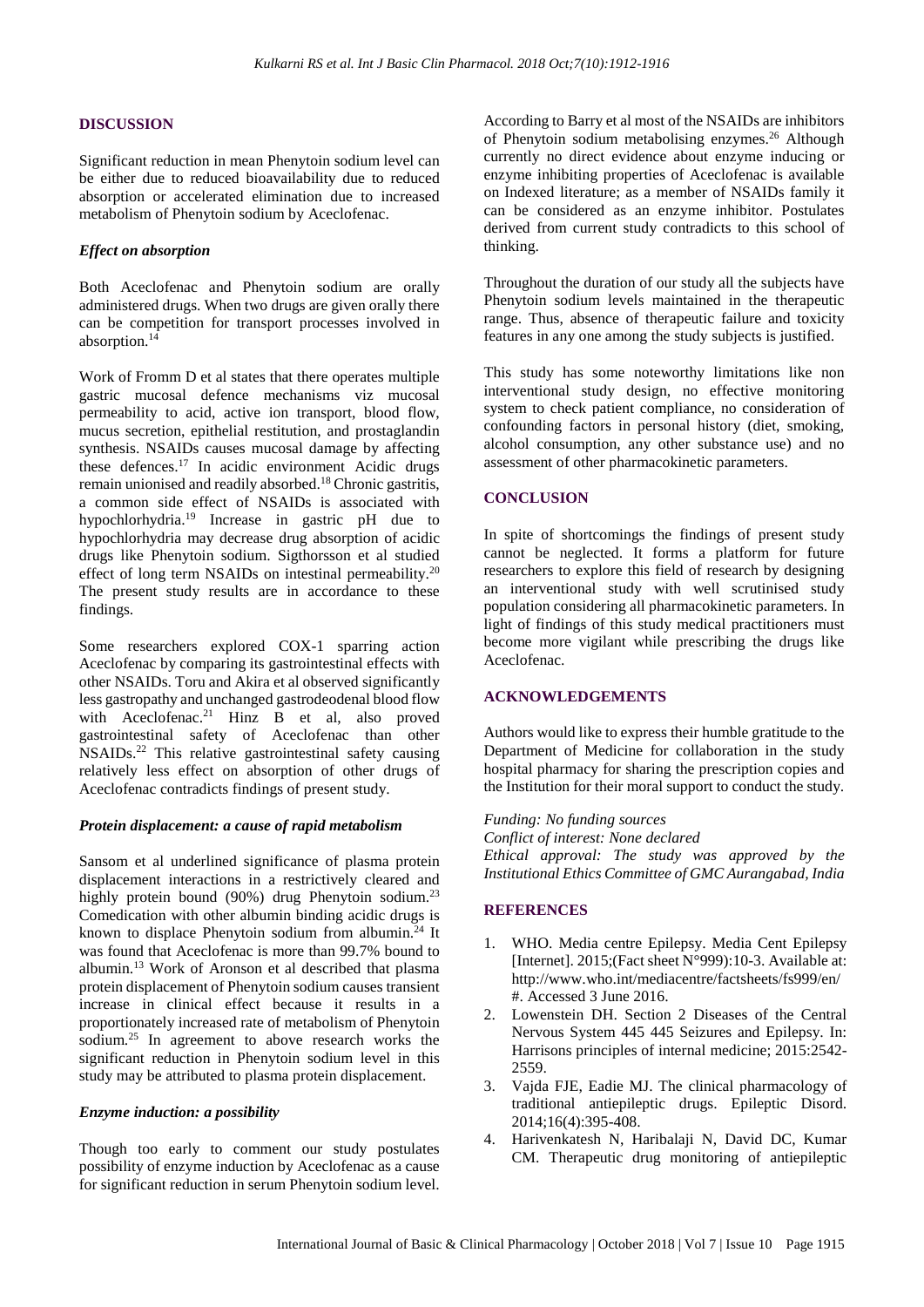## DISCUSSION

Significant reduction in mean Phenytoin sodium level can be either due to reduced bioavailability due to reduced absorption or accelerated elimination due to increased metabolism of Phenytoin sodium by Aceclofenac.

### *Effect on absorption*

Both Aceclofenac and Phenytoin sodium are orally administered drugs. When two drugs are given orally there can be competition for transport processes involved in absorption.[14]

Work of Fromm D et al states that there operates multiple gastric mucosal defence mechanisms viz mucosal permeability to acid, active ion transport, blood flow, mucus secretion, epithelial restitution, and prostaglandin synthesis. NSAIDs causes mucosal damage by affecting these defences.[17] In acidic environment Acidic drugs remain unionised and readily absorbed.[18] Chronic gastritis, a common side effect of NSAIDs is associated with hypochlorhydria.[19] Increase in gastric pH due to hypochlorhydria may decrease drug absorption of acidic drugs like Phenytoin sodium. Sigthorsson et al studied effect of long term NSAIDs on intestinal permeability.[20] The present study results are in accordance to these findings.

Some researchers explored COX-1 sparring action Aceclofenac by comparing its gastrointestinal effects with other NSAIDs. Toru and Akira et al observed significantly less gastropathy and unchanged gastrodeodenal blood flow with Aceclofenac.[21] Hinz B et al, also proved gastrointestinal safety of Aceclofenac than other NSAIDs.[22] This relative gastrointestinal safety causing relatively less effect on absorption of other drugs of Aceclofenac contradicts findings of present study.

### *Protein displacement: a cause of rapid metabolism*

Sansom et al underlined significance of plasma protein displacement interactions in a restrictively cleared and highly protein bound (90%) drug Phenytoin sodium.[23] Comedication with other albumin binding acidic drugs is known to displace Phenytoin sodium from albumin.[24] It was found that Aceclofenac is more than 99.7% bound to albumin.[13] Work of Aronson et al described that plasma protein displacement of Phenytoin sodium causes transient increase in clinical effect because it results in a proportionately increased rate of metabolism of Phenytoin sodium.[25] In agreement to above research works the significant reduction in Phenytoin sodium level in this study may be attributed to plasma protein displacement.

### *Enzyme induction: a possibility*

Though too early to comment our study postulates possibility of enzyme induction by Aceclofenac as a cause for significant reduction in serum Phenytoin sodium level. According to Barry et al most of the NSAIDs are inhibitors of Phenytoin sodium metabolising enzymes.[26] Although currently no direct evidence about enzyme inducing or enzyme inhibiting properties of Aceclofenac is available on Indexed literature; as a member of NSAIDs family it can be considered as an enzyme inhibitor. Postulates derived from current study contradicts to this school of thinking.

Throughout the duration of our study all the subjects have Phenytoin sodium levels maintained in the therapeutic range. Thus, absence of therapeutic failure and toxicity features in any one among the study subjects is justified.

This study has some noteworthy limitations like non interventional study design, no effective monitoring system to check patient compliance, no consideration of confounding factors in personal history (diet, smoking, alcohol consumption, any other substance use) and no assessment of other pharmacokinetic parameters.

## CONCLUSION

In spite of shortcomings the findings of present study cannot be neglected. It forms a platform for future researchers to explore this field of research by designing an interventional study with well scrutinised study population considering all pharmacokinetic parameters. In light of findings of this study medical practitioners must become more vigilant while prescribing the drugs like Aceclofenac.

## ACKNOWLEDGEMENTS

Authors would like to express their humble gratitude to the Department of Medicine for collaboration in the study hospital pharmacy for sharing the prescription copies and the Institution for their moral support to conduct the study.

*Funding: No funding sources*
*Conflict of interest: None declared*
*Ethical approval: The study was approved by the Institutional Ethics Committee of GMC Aurangabad, India*

## REFERENCES

1. WHO. Media centre Epilepsy. Media Cent Epilepsy [Internet]. 2015;(Fact sheet N°999):10-3. Available at: http://www.who.int/mediacentre/factsheets/fs999/en/#. Accessed 3 June 2016.
2. Lowenstein DH. Section 2 Diseases of the Central Nervous System 445 445 Seizures and Epilepsy. In: Harrisons principles of internal medicine; 2015:2542-2559.
3. Vajda FJE, Eadie MJ. The clinical pharmacology of traditional antiepileptic drugs. Epileptic Disord. 2014;16(4):395-408.
4. Harivenkatesh N, Haribalaji N, David DC, Kumar CM. Therapeutic drug monitoring of antiepileptic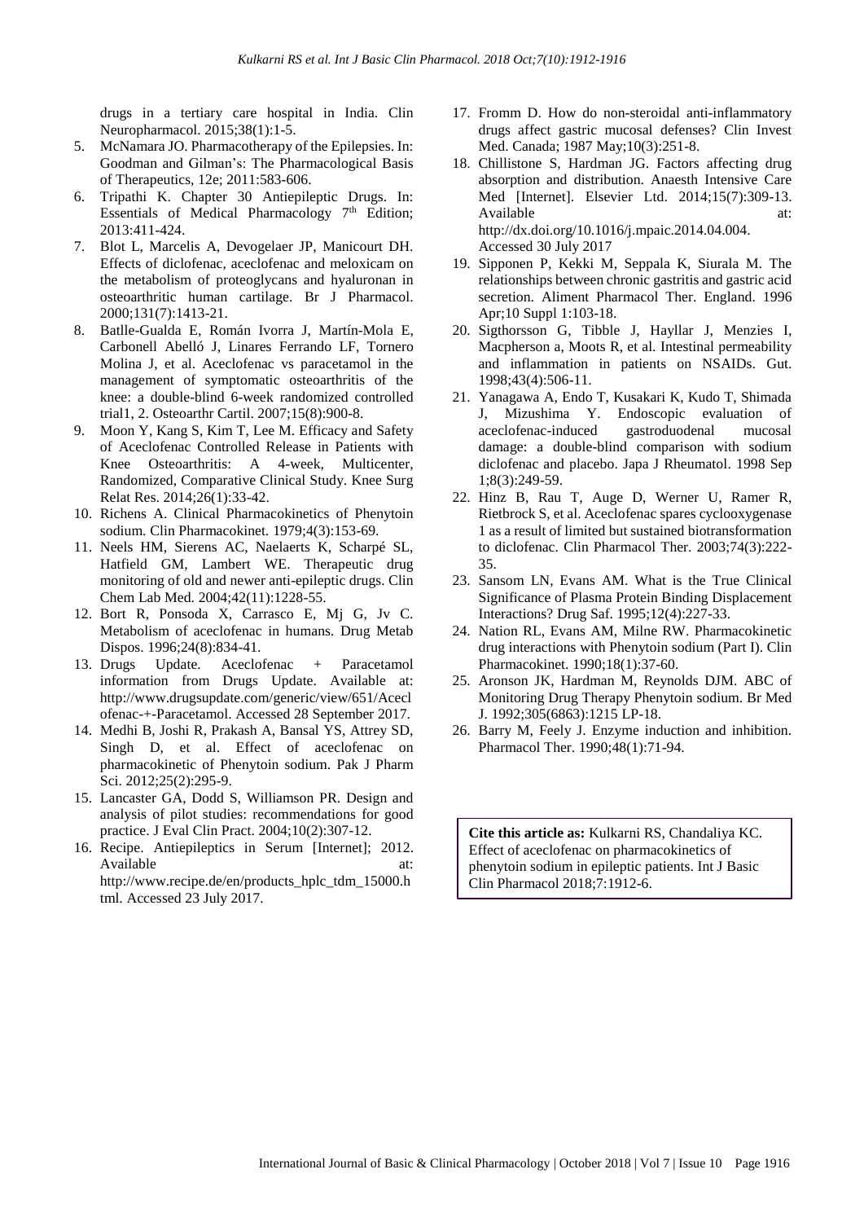drugs in a tertiary care hospital in India. Clin Neuropharmacol. 2015;38(1):1-5.

5. McNamara JO. Pharmacotherapy of the Epilepsies. In: Goodman and Gilman's: The Pharmacological Basis of Therapeutics, 12e; 2011:583-606.
6. Tripathi K. Chapter 30 Antiepileptic Drugs. In: Essentials of Medical Pharmacology 7th Edition; 2013:411-424.
7. Blot L, Marcelis A, Devogelaer JP, Manicourt DH. Effects of diclofenac, aceclofenac and meloxicam on the metabolism of proteoglycans and hyaluronan in osteoarthritic human cartilage. Br J Pharmacol. 2000;131(7):1413-21.
8. Batlle-Gualda E, Román Ivorra J, Martín-Mola E, Carbonell Abelló J, Linares Ferrando LF, Tornero Molina J, et al. Aceclofenac vs paracetamol in the management of symptomatic osteoarthritis of the knee: a double-blind 6-week randomized controlled trial1, 2. Osteoarthr Cartil. 2007;15(8):900-8.
9. Moon Y, Kang S, Kim T, Lee M. Efficacy and Safety of Aceclofenac Controlled Release in Patients with Knee Osteoarthritis: A 4-week, Multicenter, Randomized, Comparative Clinical Study. Knee Surg Relat Res. 2014;26(1):33-42.
10. Richens A. Clinical Pharmacokinetics of Phenytoin sodium. Clin Pharmacokinet. 1979;4(3):153-69.
11. Neels HM, Sierens AC, Naelaerts K, Scharpé SL, Hatfield GM, Lambert WE. Therapeutic drug monitoring of old and newer anti-epileptic drugs. Clin Chem Lab Med. 2004;42(11):1228-55.
12. Bort R, Ponsoda X, Carrasco E, Mj G, Jv C. Metabolism of aceclofenac in humans. Drug Metab Dispos. 1996;24(8):834-41.
13. Drugs Update. Aceclofenac + Paracetamol information from Drugs Update. Available at: http://www.drugsupdate.com/generic/view/651/Aceclofenac-+-Paracetamol. Accessed 28 September 2017.
14. Medhi B, Joshi R, Prakash A, Bansal YS, Attrey SD, Singh D, et al. Effect of aceclofenac on pharmacokinetic of Phenytoin sodium. Pak J Pharm Sci. 2012;25(2):295-9.
15. Lancaster GA, Dodd S, Williamson PR. Design and analysis of pilot studies: recommendations for good practice. J Eval Clin Pract. 2004;10(2):307-12.
16. Recipe. Antiepileptics in Serum [Internet]; 2012. Available at: http://www.recipe.de/en/products_hplc_tdm_15000.html. Accessed 23 July 2017.
17. Fromm D. How do non-steroidal anti-inflammatory drugs affect gastric mucosal defenses? Clin Invest Med. Canada; 1987 May;10(3):251-8.
18. Chillistone S, Hardman JG. Factors affecting drug absorption and distribution. Anaesth Intensive Care Med [Internet]. Elsevier Ltd. 2014;15(7):309-13. Available at: http://dx.doi.org/10.1016/j.mpaic.2014.04.004. Accessed 30 July 2017
19. Sipponen P, Kekki M, Seppala K, Siurala M. The relationships between chronic gastritis and gastric acid secretion. Aliment Pharmacol Ther. England. 1996 Apr;10 Suppl 1:103-18.
20. Sigthorsson G, Tibble J, Hayllar J, Menzies I, Macpherson a, Moots R, et al. Intestinal permeability and inflammation in patients on NSAIDs. Gut. 1998;43(4):506-11.
21. Yanagawa A, Endo T, Kusakari K, Kudo T, Shimada J, Mizushima Y. Endoscopic evaluation of aceclofenac-induced gastroduodenal mucosal damage: a double-blind comparison with sodium diclofenac and placebo. Japa J Rheumatol. 1998 Sep 1;8(3):249-59.
22. Hinz B, Rau T, Auge D, Werner U, Ramer R, Rietbrock S, et al. Aceclofenac spares cyclooxygenase 1 as a result of limited but sustained biotransformation to diclofenac. Clin Pharmacol Ther. 2003;74(3):222-35.
23. Sansom LN, Evans AM. What is the True Clinical Significance of Plasma Protein Binding Displacement Interactions? Drug Saf. 1995;12(4):227-33.
24. Nation RL, Evans AM, Milne RW. Pharmacokinetic drug interactions with Phenytoin sodium (Part I). Clin Pharmacokinet. 1990;18(1):37-60.
25. Aronson JK, Hardman M, Reynolds DJM. ABC of Monitoring Drug Therapy Phenytoin sodium. Br Med J. 1992;305(6863):1215 LP-18.
26. Barry M, Feely J. Enzyme induction and inhibition. Pharmacol Ther. 1990;48(1):71-94.

**Cite this article as:** Kulkarni RS, Chandaliya KC. Effect of aceclofenac on pharmacokinetics of phenytoin sodium in epileptic patients. Int J Basic Clin Pharmacol 2018;7:1912-6.